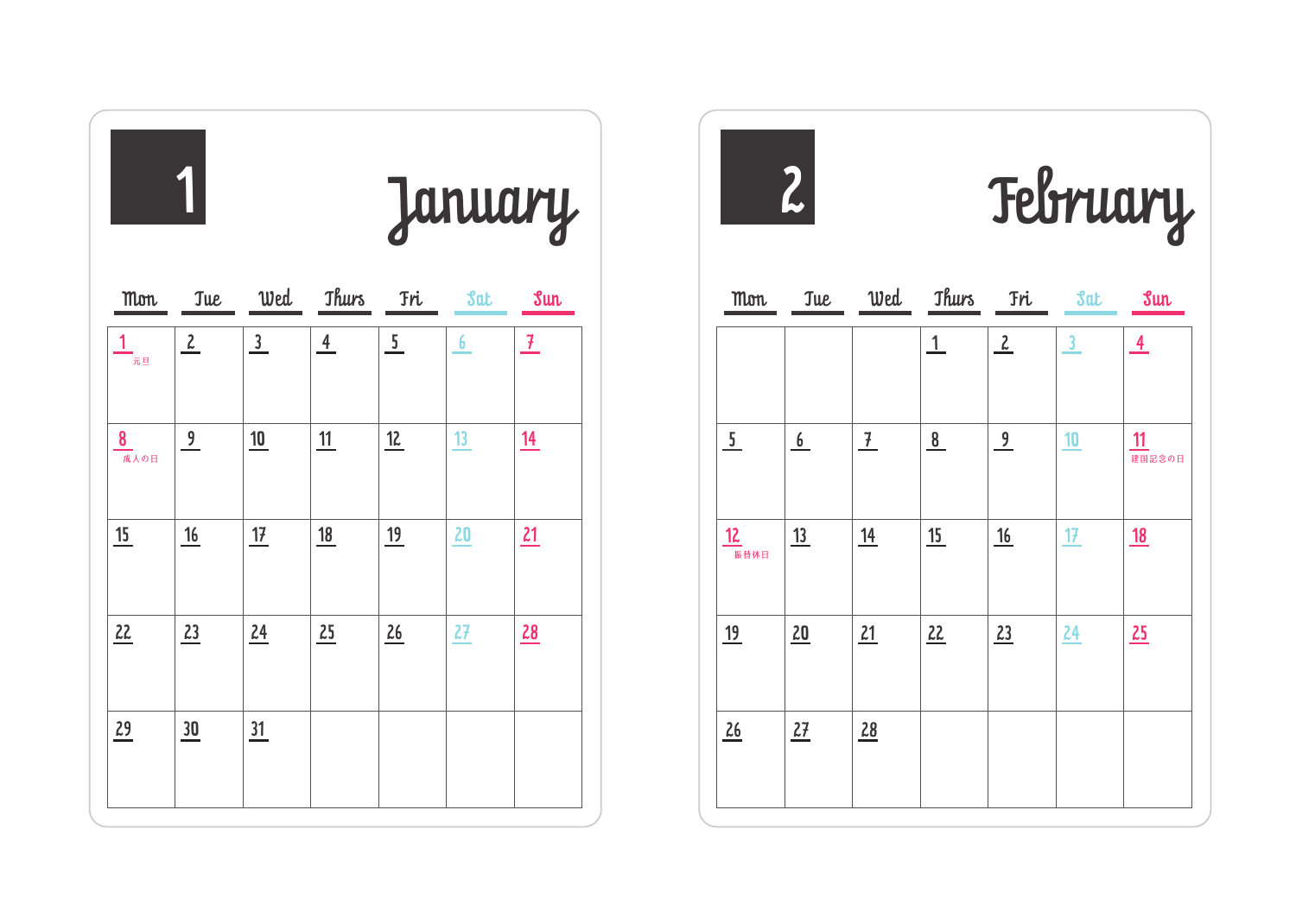## 1 January

| Mon | Tue | Wed | Thurs | Fri | Sat | Sun |
| --- | --- | --- | --- | --- | --- | --- |
| 1 元旦 | 2 | 3 | 4 | 5 | 6 | 7 |
| 8 成人の日 | 9 | 10 | 11 | 12 | 13 | 14 |
| 15 | 16 | 17 | 18 | 19 | 20 | 21 |
| 22 | 23 | 24 | 25 | 26 | 27 | 28 |
| 29 | 30 | 31 | | | | |

## 2 February

| Mon | Tue | Wed | Thurs | Fri | Sat | Sun |
| --- | --- | --- | --- | --- | --- | --- |
| | | | 1 | 2 | 3 | 4 |
| 5 | 6 | 7 | 8 | 9 | 10 | 11 建国記念の日 |
| 12 振替休日 | 13 | 14 | 15 | 16 | 17 | 18 |
| 19 | 20 | 21 | 22 | 23 | 24 | 25 |
| 26 | 27 | 28 | | | | |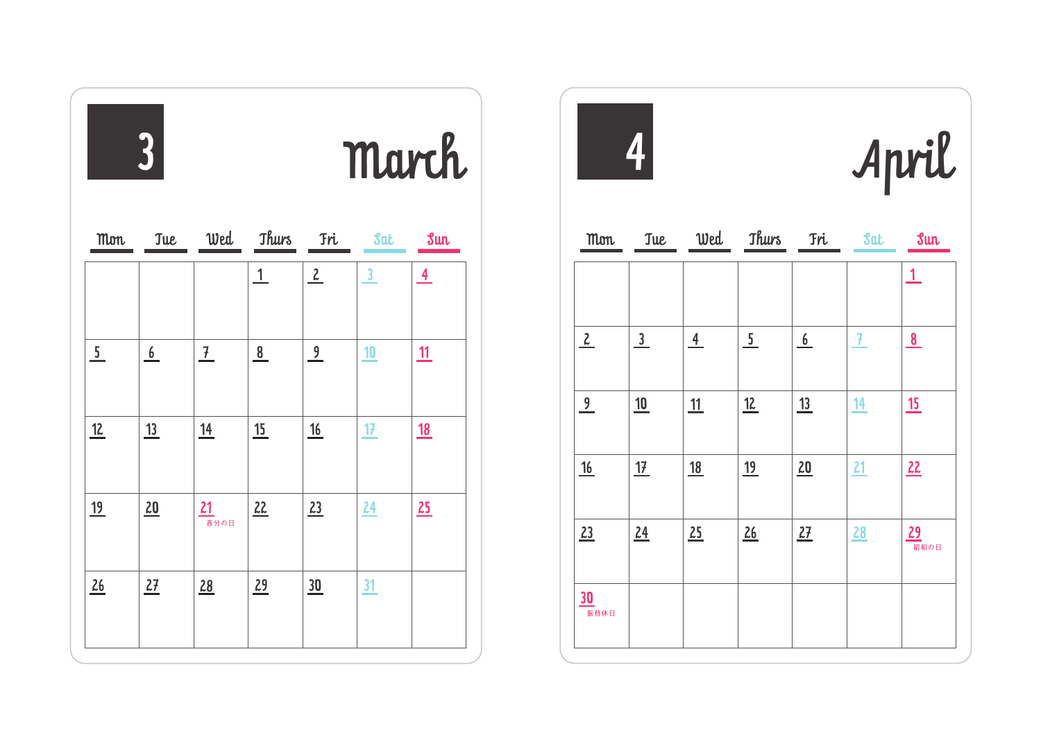## 3 March

| Mon | Tue | Wed | Thurs | Fri | Sat | Sun |
|---|---|---|---|---|---|---|
| | | | 1 | 2 | 3 | 4 |
| 5 | 6 | 7 | 8 | 9 | 10 | 11 |
| 12 | 13 | 14 | 15 | 16 | 17 | 18 |
| 19 | 20 | 21 春分の日 | 22 | 23 | 24 | 25 |
| 26 | 27 | 28 | 29 | 30 | 31 | |

## 4 April

| Mon | Tue | Wed | Thurs | Fri | Sat | Sun |
|---|---|---|---|---|---|---|
| | | | | | | 1 |
| 2 | 3 | 4 | 5 | 6 | 7 | 8 |
| 9 | 10 | 11 | 12 | 13 | 14 | 15 |
| 16 | 17 | 18 | 19 | 20 | 21 | 22 |
| 23 | 24 | 25 | 26 | 27 | 28 | 29 昭和の日 |
| 30 振替休日 | | | | | | |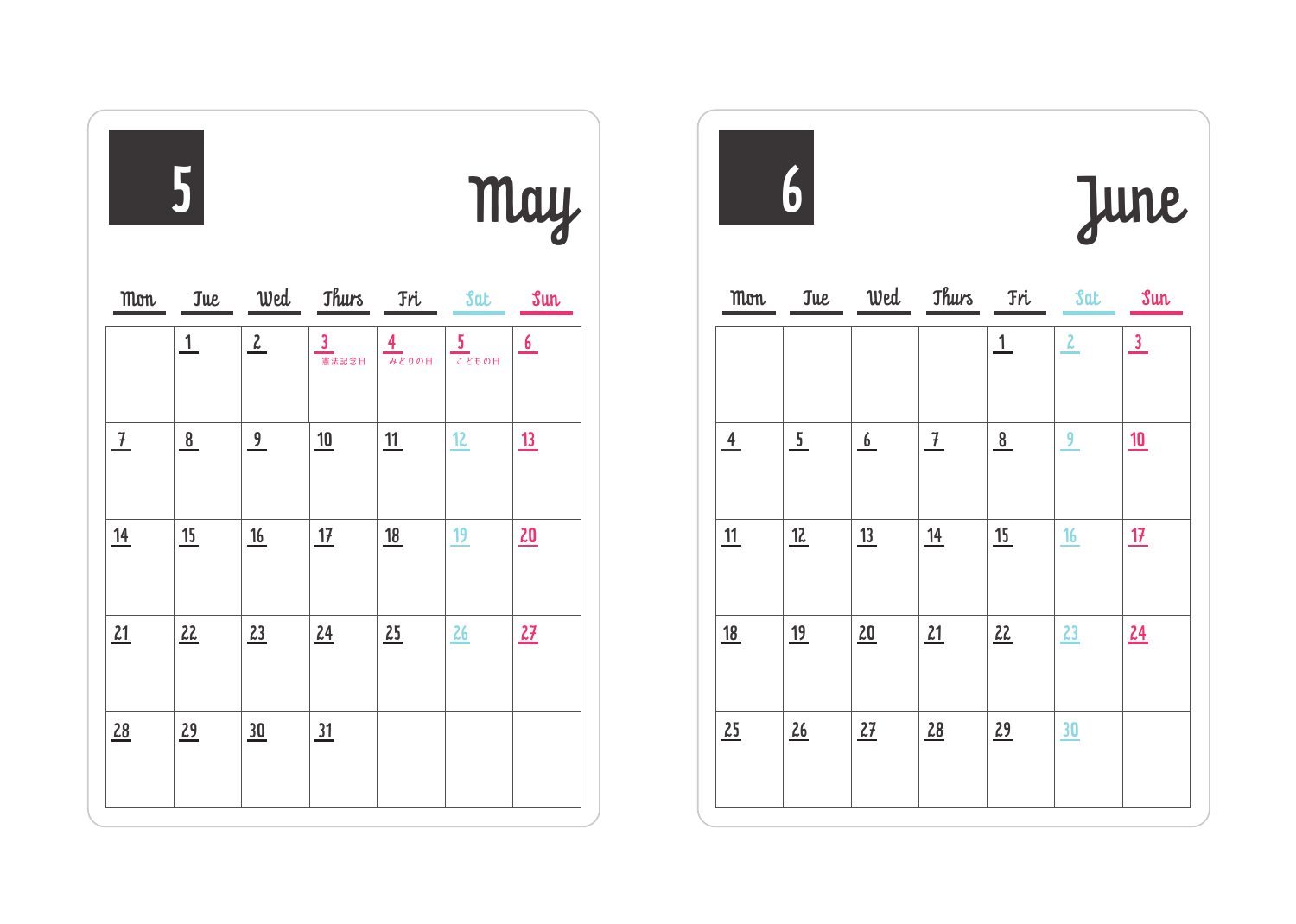## 5 May

| Mon | Tue | Wed | Thurs | Fri | Sat | Sun |
|---|---|---|---|---|---|---|
| | 1 | 2 | 3 憲法記念日 | 4 みどりの日 | 5 こどもの日 | 6 |
| 7 | 8 | 9 | 10 | 11 | 12 | 13 |
| 14 | 15 | 16 | 17 | 18 | 19 | 20 |
| 21 | 22 | 23 | 24 | 25 | 26 | 27 |
| 28 | 29 | 30 | 31 | | | |

## 6 June

| Mon | Tue | Wed | Thurs | Fri | Sat | Sun |
|---|---|---|---|---|---|---|
| | | | | 1 | 2 | 3 |
| 4 | 5 | 6 | 7 | 8 | 9 | 10 |
| 11 | 12 | 13 | 14 | 15 | 16 | 17 |
| 18 | 19 | 20 | 21 | 22 | 23 | 24 |
| 25 | 26 | 27 | 28 | 29 | 30 | |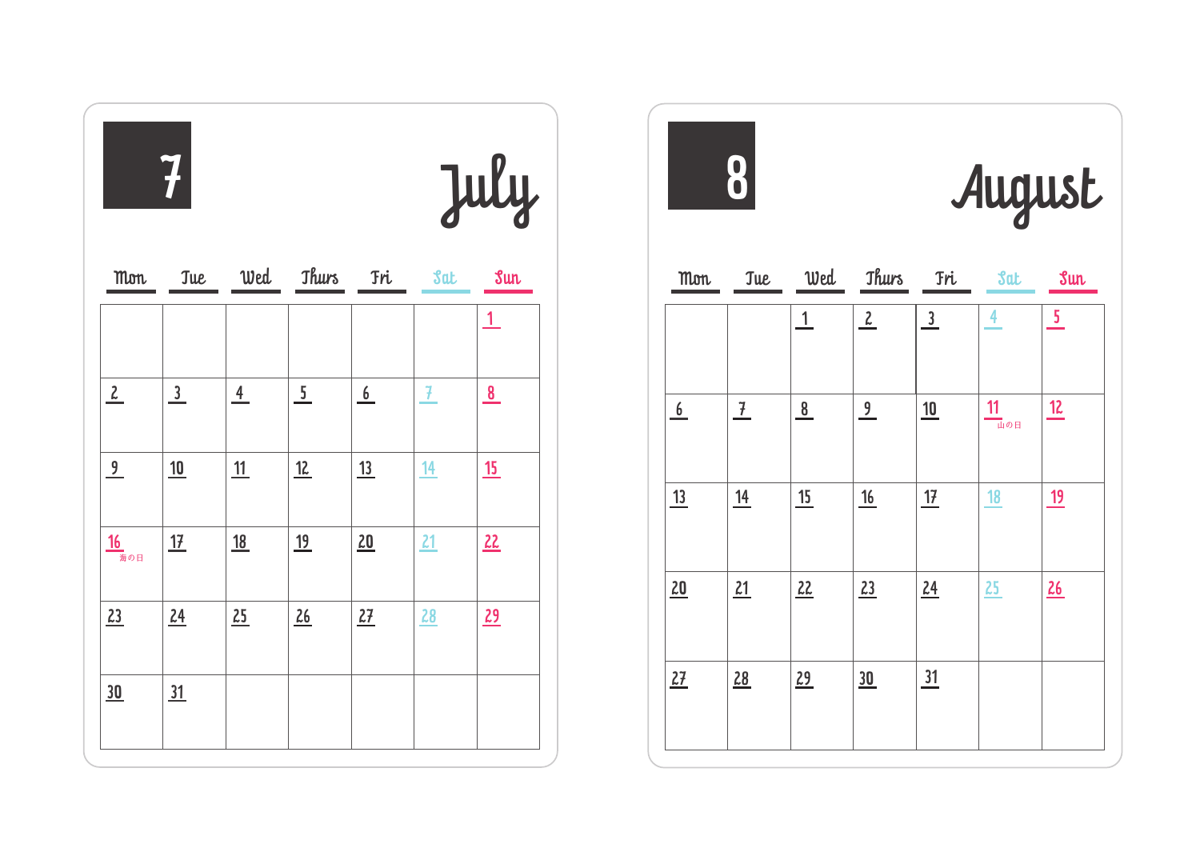## 7 July

| Mon | Tue | Wed | Thurs | Fri | Sat | Sun |
|---|---|---|---|---|---|---|
| | | | | | | 1 |
| 2 | 3 | 4 | 5 | 6 | 7 | 8 |
| 9 | 10 | 11 | 12 | 13 | 14 | 15 |
| 16 海の日 | 17 | 18 | 19 | 20 | 21 | 22 |
| 23 | 24 | 25 | 26 | 27 | 28 | 29 |
| 30 | 31 | | | | | |

## 8 August

| Mon | Tue | Wed | Thurs | Fri | Sat | Sun |
|---|---|---|---|---|---|---|
| | | 1 | 2 | 3 | 4 | 5 |
| 6 | 7 | 8 | 9 | 10 | 11 山の日 | 12 |
| 13 | 14 | 15 | 16 | 17 | 18 | 19 |
| 20 | 21 | 22 | 23 | 24 | 25 | 26 |
| 27 | 28 | 29 | 30 | 31 | | |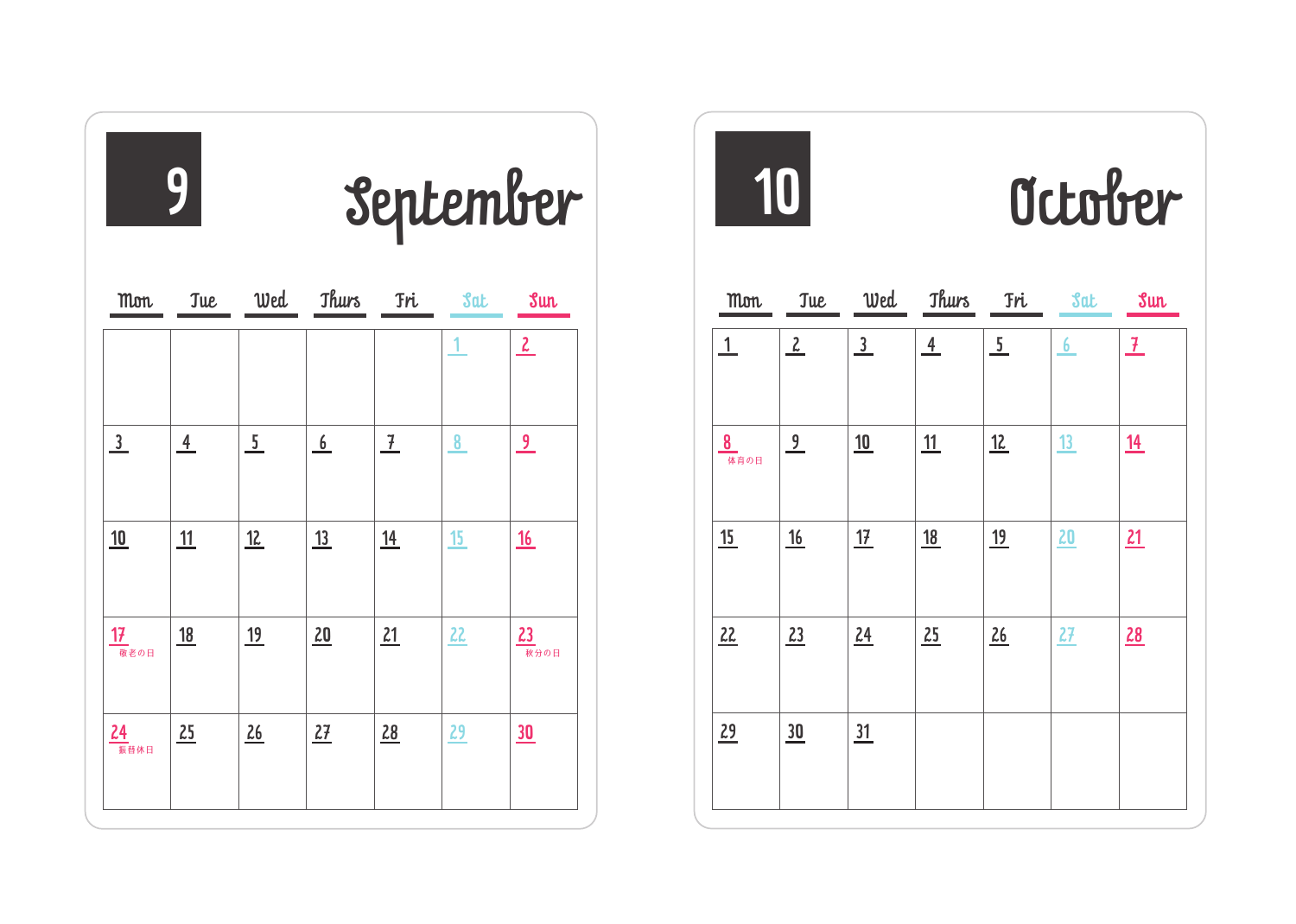## 9 September

| Mon | Tue | Wed | Thurs | Fri | Sat | Sun |
|---|---|---|---|---|---|---|
| | | | | | 1 | 2 |
| 3 | 4 | 5 | 6 | 7 | 8 | 9 |
| 10 | 11 | 12 | 13 | 14 | 15 | 16 |
| 17 敬老の日 | 18 | 19 | 20 | 21 | 22 | 23 秋分の日 |
| 24 振替休日 | 25 | 26 | 27 | 28 | 29 | 30 |

## 10 October

| Mon | Tue | Wed | Thurs | Fri | Sat | Sun |
|---|---|---|---|---|---|---|
| 1 | 2 | 3 | 4 | 5 | 6 | 7 |
| 8 体育の日 | 9 | 10 | 11 | 12 | 13 | 14 |
| 15 | 16 | 17 | 18 | 19 | 20 | 21 |
| 22 | 23 | 24 | 25 | 26 | 27 | 28 |
| 29 | 30 | 31 | | | | |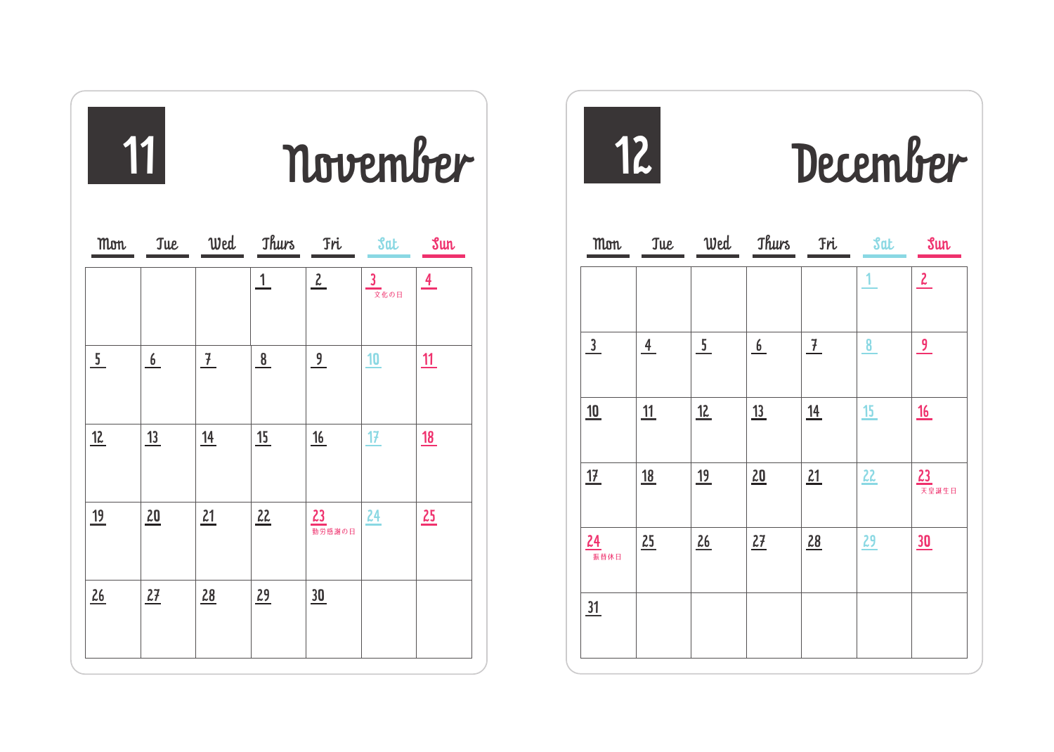## 11 November

| Mon | Tue | Wed | Thurs | Fri | Sat | Sun |
|---|---|---|---|---|---|---|
| | | | 1 | 2 | 3 文化の日 | 4 |
| 5 | 6 | 7 | 8 | 9 | 10 | 11 |
| 12 | 13 | 14 | 15 | 16 | 17 | 18 |
| 19 | 20 | 21 | 22 | 23 勤労感謝の日 | 24 | 25 |
| 26 | 27 | 28 | 29 | 30 | | |

## 12 December

| Mon | Tue | Wed | Thurs | Fri | Sat | Sun |
|---|---|---|---|---|---|---|
| | | | | | 1 | 2 |
| 3 | 4 | 5 | 6 | 7 | 8 | 9 |
| 10 | 11 | 12 | 13 | 14 | 15 | 16 |
| 17 | 18 | 19 | 20 | 21 | 22 | 23 天皇誕生日 |
| 24 振替休日 | 25 | 26 | 27 | 28 | 29 | 30 |
| 31 | | | | | | |